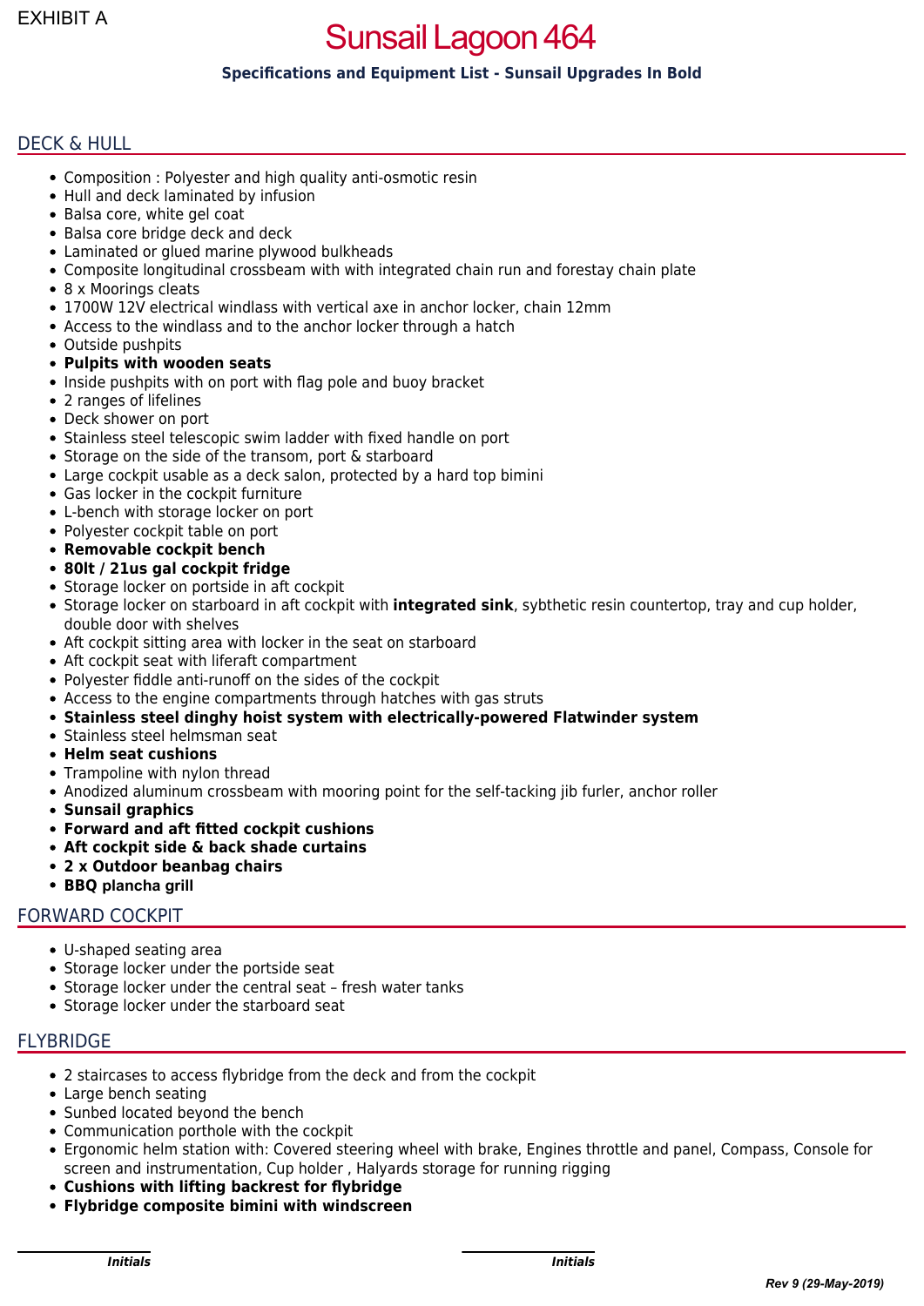EXHIBIT A

# Sunsail Lagoon 464

**Specifications and Equipment List - Sunsail Upgrades In Bold**

## DECK & HULL

- Composition : Polyester and high quality anti-osmotic resin
- Hull and deck laminated by infusion
- Balsa core, white gel coat
- Balsa core bridge deck and deck
- Laminated or glued marine plywood bulkheads
- Composite longitudinal crossbeam with with integrated chain run and forestay chain plate
- 8 x Moorings cleats
- 1700W 12V electrical windlass with vertical axe in anchor locker, chain 12mm
- Access to the windlass and to the anchor locker through a hatch
- Outside pushpits
- **Pulpits with wooden seats**
- Inside pushpits with on port with flag pole and buoy bracket
- 2 ranges of lifelines
- Deck shower on port
- Stainless steel telescopic swim ladder with fixed handle on port
- Storage on the side of the transom, port & starboard
- Large cockpit usable as a deck salon, protected by a hard top bimini
- Gas locker in the cockpit furniture
- L-bench with storage locker on port
- Polyester cockpit table on port
- **Removable cockpit bench**
- **80lt / 21us gal cockpit fridge**
- Storage locker on portside in aft cockpit
- Storage locker on starboard in aft cockpit with **integrated sink**, sybthetic resin countertop, tray and cup holder, double door with shelves
- Aft cockpit sitting area with locker in the seat on starboard
- Aft cockpit seat with liferaft compartment
- Polyester fiddle anti-runoff on the sides of the cockpit
- Access to the engine compartments through hatches with gas struts
- **Stainless steel dinghy hoist system with electrically-powered Flatwinder system**
- Stainless steel helmsman seat
- **Helm seat cushions**
- Trampoline with nylon thread
- Anodized aluminum crossbeam with mooring point for the self-tacking jib furler, anchor roller
- **Sunsail graphics**
- **Forward and aft fitted cockpit cushions**
- **Aft cockpit side & back shade curtains**
- **2 x Outdoor beanbag chairs**
- **BBQ plancha grill**

## FORWARD COCKPIT

- U-shaped seating area
- Storage locker under the portside seat
- Storage locker under the central seat – fresh water tanks
- Storage locker under the starboard seat

## FLYBRIDGE

- 2 staircases to access flybridge from the deck and from the cockpit
- Large bench seating
- Sunbed located beyond the bench
- Communication porthole with the cockpit
- Ergonomic helm station with: Covered steering wheel with brake, Engines throttle and panel, Compass, Console for screen and instrumentation, Cup holder , Halyards storage for running rigging
- **Cushions with lifting backrest for flybridge**
- **Flybridge composite bimini with windscreen**

*Initials* *Initials*

*Rev 9 (29-May-2019)*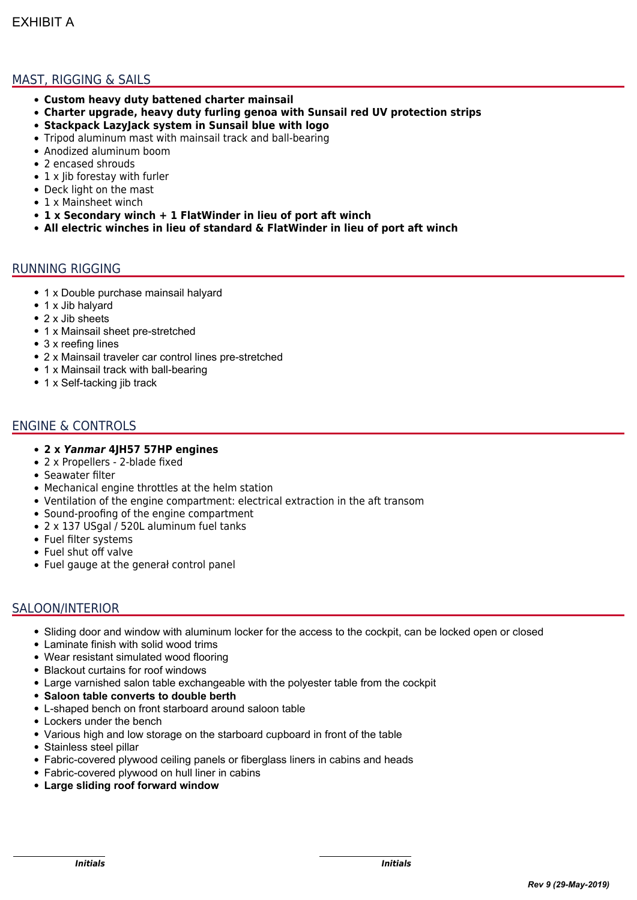EXHIBIT A

## MAST, RIGGING & SAILS

- **Custom heavy duty battened charter mainsail**
- **Charter upgrade, heavy duty furling genoa with Sunsail red UV protection strips**
- **Stackpack LazyJack system in Sunsail blue with logo**
- Tripod aluminum mast with mainsail track and ball-bearing
- Anodized aluminum boom
- 2 encased shrouds
- 1 x Jib forestay with furler
- Deck light on the mast
- 1 x Mainsheet winch
- **1 x Secondary winch + 1 FlatWinder in lieu of port aft winch**
- **All electric winches in lieu of standard & FlatWinder in lieu of port aft winch**

## RUNNING RIGGING

- 1 x Double purchase mainsail halyard
- 1 x Jib halyard
- 2 x Jib sheets
- 1 x Mainsail sheet pre-stretched
- 3 x reefing lines
- 2 x Mainsail traveler car control lines pre-stretched
- 1 x Mainsail track with ball-bearing
- 1 x Self-tacking jib track

## ENGINE & CONTROLS

- **2 x *Yanmar* 4JH57 57HP engines**
- 2 x Propellers - 2-blade fixed
- Seawater filter
- Mechanical engine throttles at the helm station
- Ventilation of the engine compartment: electrical extraction in the aft transom
- Sound-proofing of the engine compartment
- 2 x 137 USgal / 520L aluminum fuel tanks
- Fuel filter systems
- Fuel shut off valve
- Fuel gauge at the general control panel

## SALOON/INTERIOR

- Sliding door and window with aluminum locker for the access to the cockpit, can be locked open or closed
- Laminate finish with solid wood trims
- Wear resistant simulated wood flooring
- Blackout curtains for roof windows
- Large varnished salon table exchangeable with the polyester table from the cockpit
- **Saloon table converts to double berth**
- L-shaped bench on front starboard around saloon table
- Lockers under the bench
- Various high and low storage on the starboard cupboard in front of the table
- Stainless steel pillar
- Fabric-covered plywood ceiling panels or fiberglass liners in cabins and heads
- Fabric-covered plywood on hull liner in cabins
- **Large sliding roof forward window**

***Initials*** ***Initials***

***Rev 9 (29-May-2019)***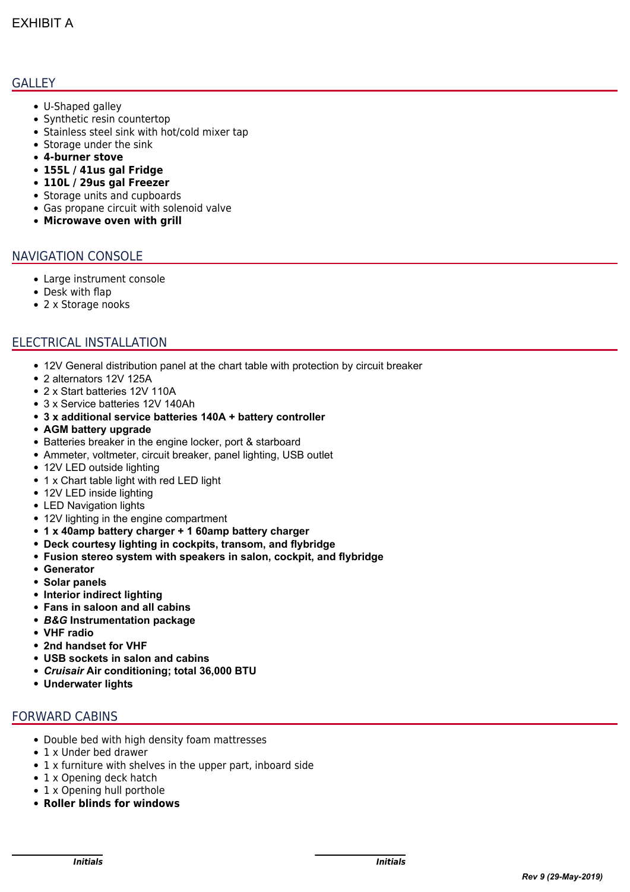EXHIBIT A

## GALLEY

- U-Shaped galley
- Synthetic resin countertop
- Stainless steel sink with hot/cold mixer tap
- Storage under the sink
- **4-burner stove**
- **155L / 41us gal Fridge**
- **110L / 29us gal Freezer**
- Storage units and cupboards
- Gas propane circuit with solenoid valve
- **Microwave oven with grill**

## NAVIGATION CONSOLE

- Large instrument console
- Desk with flap
- 2 x Storage nooks

## ELECTRICAL INSTALLATION

- 12V General distribution panel at the chart table with protection by circuit breaker
- 2 alternators 12V 125A
- 2 x Start batteries 12V 110A
- 3 x Service batteries 12V 140Ah
- **3 x additional service batteries 140A + battery controller**
- **AGM battery upgrade**
- Batteries breaker in the engine locker, port & starboard
- Ammeter, voltmeter, circuit breaker, panel lighting, USB outlet
- 12V LED outside lighting
- 1 x Chart table light with red LED light
- 12V LED inside lighting
- LED Navigation lights
- 12V lighting in the engine compartment
- **1 x 40amp battery charger + 1 60amp battery charger**
- **Deck courtesy lighting in cockpits, transom, and flybridge**
- **Fusion stereo system with speakers in salon, cockpit, and flybridge**
- **Generator**
- **Solar panels**
- **Interior indirect lighting**
- **Fans in saloon and all cabins**
- ***B&G* Instrumentation package**
- **VHF radio**
- **2nd handset for VHF**
- **USB sockets in salon and cabins**
- ***Cruisair* Air conditioning; total 36,000 BTU**
- **Underwater lights**

## FORWARD CABINS

- Double bed with high density foam mattresses
- 1 x Under bed drawer
- 1 x furniture with shelves in the upper part, inboard side
- 1 x Opening deck hatch
- 1 x Opening hull porthole
- **Roller blinds for windows**

_______________ Initials &nbsp;&nbsp;&nbsp;&nbsp;&nbsp;&nbsp;&nbsp;&nbsp; _______________ Initials

*Rev 9 (29-May-2019)*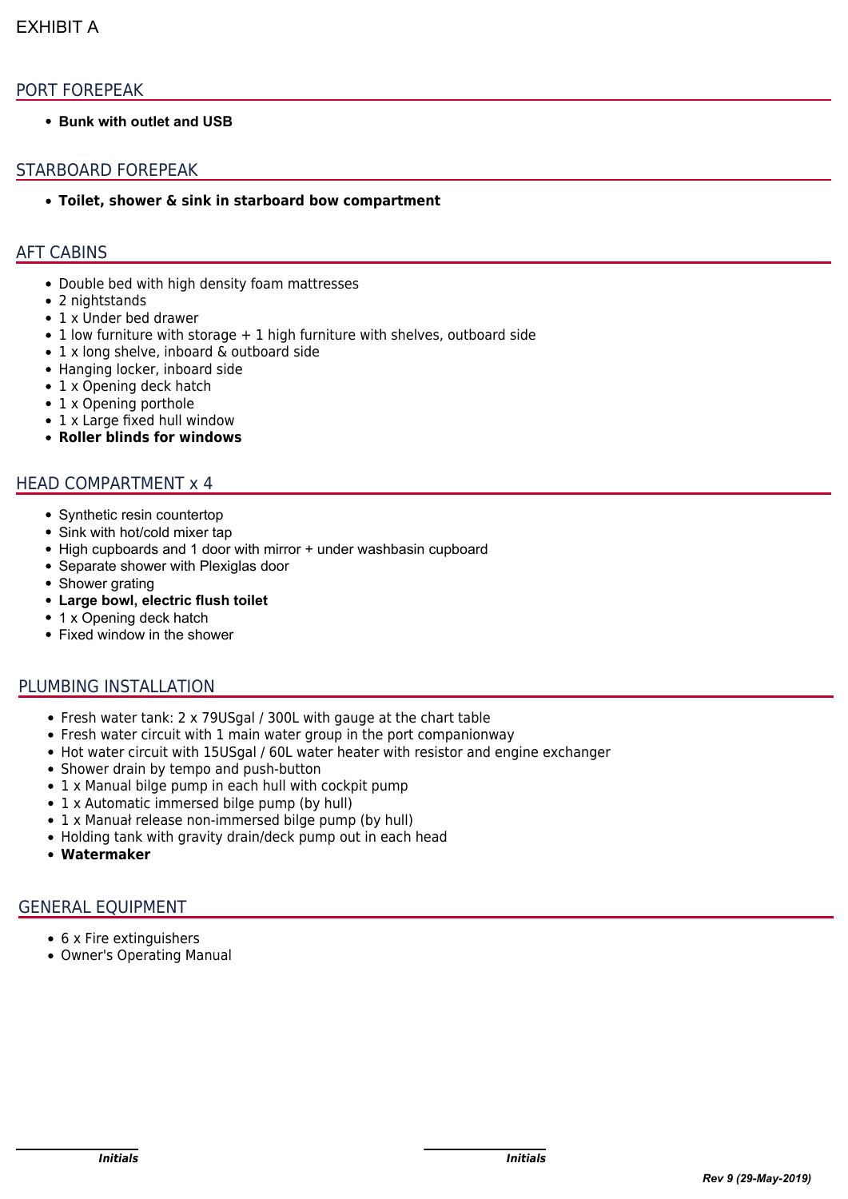EXHIBIT A

## PORT FOREPEAK

- **Bunk with outlet and USB**

## STARBOARD FOREPEAK

- **Toilet, shower & sink in starboard bow compartment**

## AFT CABINS

- Double bed with high density foam mattresses
- 2 nightstands
- 1 x Under bed drawer
- 1 low furniture with storage + 1 high furniture with shelves, outboard side
- 1 x long shelve, inboard & outboard side
- Hanging locker, inboard side
- 1 x Opening deck hatch
- 1 x Opening porthole
- 1 x Large fixed hull window
- **Roller blinds for windows**

## HEAD COMPARTMENT x 4

- Synthetic resin countertop
- Sink with hot/cold mixer tap
- High cupboards and 1 door with mirror + under washbasin cupboard
- Separate shower with Plexiglas door
- Shower grating
- **Large bowl, electric flush toilet**
- 1 x Opening deck hatch
- Fixed window in the shower

## PLUMBING INSTALLATION

- Fresh water tank: 2 x 79USgal / 300L with gauge at the chart table
- Fresh water circuit with 1 main water group in the port companionway
- Hot water circuit with 15USgal / 60L water heater with resistor and engine exchanger
- Shower drain by tempo and push-button
- 1 x Manual bilge pump in each hull with cockpit pump
- 1 x Automatic immersed bilge pump (by hull)
- 1 x Manual release non-immersed bilge pump (by hull)
- Holding tank with gravity drain/deck pump out in each head
- **Watermaker**

## GENERAL EQUIPMENT

- 6 x Fire extinguishers
- Owner's Operating Manual

***Initials*** ***Initials***

***Rev 9 (29-May-2019)***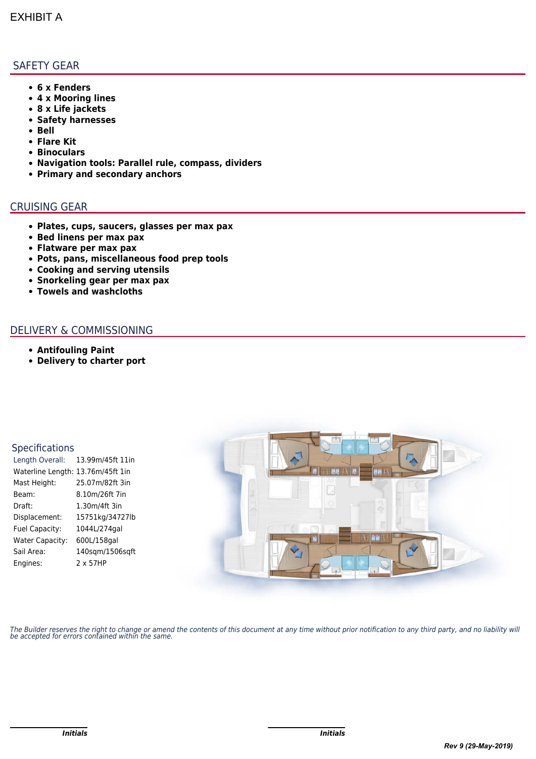EXHIBIT A

## SAFETY GEAR

- **6 x Fenders**
- **4 x Mooring lines**
- **8 x Life jackets**
- **Safety harnesses**
- **Bell**
- **Flare Kit**
- **Binoculars**
- **Navigation tools: Parallel rule, compass, dividers**
- **Primary and secondary anchors**

## CRUISING GEAR

- **Plates, cups, saucers, glasses per max pax**
- **Bed linens per max pax**
- **Flatware per max pax**
- **Pots, pans, miscellaneous food prep tools**
- **Cooking and serving utensils**
- **Snorkeling gear per max pax**
- **Towels and washcloths**

## DELIVERY & COMMISSIONING

- **Antifouling Paint**
- **Delivery to charter port**

### Specifications

| | |
|---|---|
| Length Overall: | 13.99m/45ft 11in |
| Waterline Length: | 13.76m/45ft 1in |
| Mast Height: | 25.07m/82ft 3in |
| Beam: | 8.10m/26ft 7in |
| Draft: | 1.30m/4ft 3in |
| Displacement: | 15751kg/34727lb |
| Fuel Capacity: | 1044L/274gal |
| Water Capacity: | 600L/158gal |
| Sail Area: | 140sqm/1506sqft |
| Engines: | 2 x 57HP |

*The Builder reserves the right to change or amend the contents of this document at any time without prior notification to any third party, and no liability will be accepted for errors contained within the same.*

______________ ***Initials***

______________ ***Initials***

***Rev 9 (29-May-2019)***